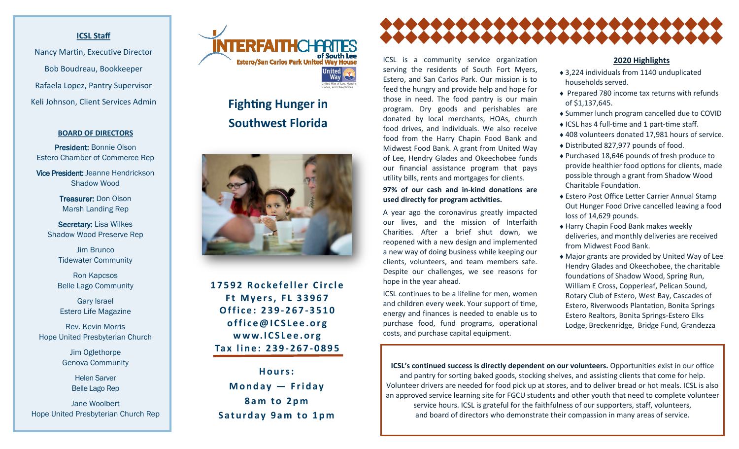### ICSL Staff

Nancy Martin, Executive Director

Bob Boudreau, Bookkeeper

Rafaela Lopez, Pantry Supervisor

Keli Johnson, Client Services Admin

#### BOARD OF DIRECTORS

**President:** Bonnie Olson
Estero Chamber of Commerce Rep

**Vice President:** Jeanne Hendrickson
Shadow Wood

**Treasurer:** Don Olson
Marsh Landing Rep

**Secretary:** Lisa Wilkes
Shadow Wood Preserve Rep

Jim Brunco
Tidewater Community

Ron Kapcsos
Belle Lago Community

Gary Israel
Estero Life Magazine

Rev. Kevin Morris
Hope United Presbyterian Church

Jim Oglethorpe
Genova Community

Helen Sarver
Belle Lago Rep

Jane Woolbert
Hope United Presbyterian Church Rep

INTERFAITH CHARITIES of South Lee
Estero/San Carlos Park United Way House

# Fighting Hunger in Southwest Florida

**17592 Rockefeller Circle**
**Ft Myers, FL 33967**
**Office: 239-267-3510**
**office@ICSLee.org**
**www.ICSLee.org**
**Tax line: 239-267-0895**

**Hours:**
**Monday — Friday**
**8am to 2pm**
**Saturday 9am to 1pm**

ICSL is a community service organization serving the residents of South Fort Myers, Estero, and San Carlos Park. Our mission is to feed the hungry and provide help and hope for those in need. The food pantry is our main program. Dry goods and perishables are donated by local merchants, HOAs, church food drives, and individuals. We also receive food from the Harry Chapin Food Bank and Midwest Food Bank. A grant from United Way of Lee, Hendry Glades and Okeechobee funds our financial assistance program that pays utility bills, rents and mortgages for clients.

**97% of our cash and in-kind donations are used directly for program activities.**

A year ago the coronavirus greatly impacted our lives, and the mission of Interfaith Charities. After a brief shut down, we reopened with a new design and implemented a new way of doing business while keeping our clients, volunteers, and team members safe. Despite our challenges, we see reasons for hope in the year ahead.

ICSL continues to be a lifeline for men, women and children every week. Your support of time, energy and finances is needed to enable us to purchase food, fund programs, operational costs, and purchase capital equipment.

### 2020 Highlights

- 3,224 individuals from 1140 unduplicated households served.
- Prepared 780 income tax returns with refunds of $1,137,645.
- Summer lunch program cancelled due to COVID
- ICSL has 4 full-time and 1 part-time staff.
- 408 volunteers donated 17,981 hours of service.
- Distributed 827,977 pounds of food.
- Purchased 18,646 pounds of fresh produce to provide healthier food options for clients, made possible through a grant from Shadow Wood Charitable Foundation.
- Estero Post Office Letter Carrier Annual Stamp Out Hunger Food Drive cancelled leaving a food loss of 14,629 pounds.
- Harry Chapin Food Bank makes weekly deliveries, and monthly deliveries are received from Midwest Food Bank.
- Major grants are provided by United Way of Lee Hendry Glades and Okeechobee, the charitable foundations of Shadow Wood, Spring Run, William E Cross, Copperleaf, Pelican Sound, Rotary Club of Estero, West Bay, Cascades of Estero, Riverwoods Plantation, Bonita Springs Estero Realtors, Bonita Springs-Estero Elks Lodge, Breckenridge, Bridge Fund, Grandezza

**ICSL's continued success is directly dependent on our volunteers.** Opportunities exist in our office and pantry for sorting baked goods, stocking shelves, and assisting clients that come for help. Volunteer drivers are needed for food pick up at stores, and to deliver bread or hot meals. ICSL is also an approved service learning site for FGCU students and other youth that need to complete volunteer service hours. ICSL is grateful for the faithfulness of our supporters, staff, volunteers, and board of directors who demonstrate their compassion in many areas of service.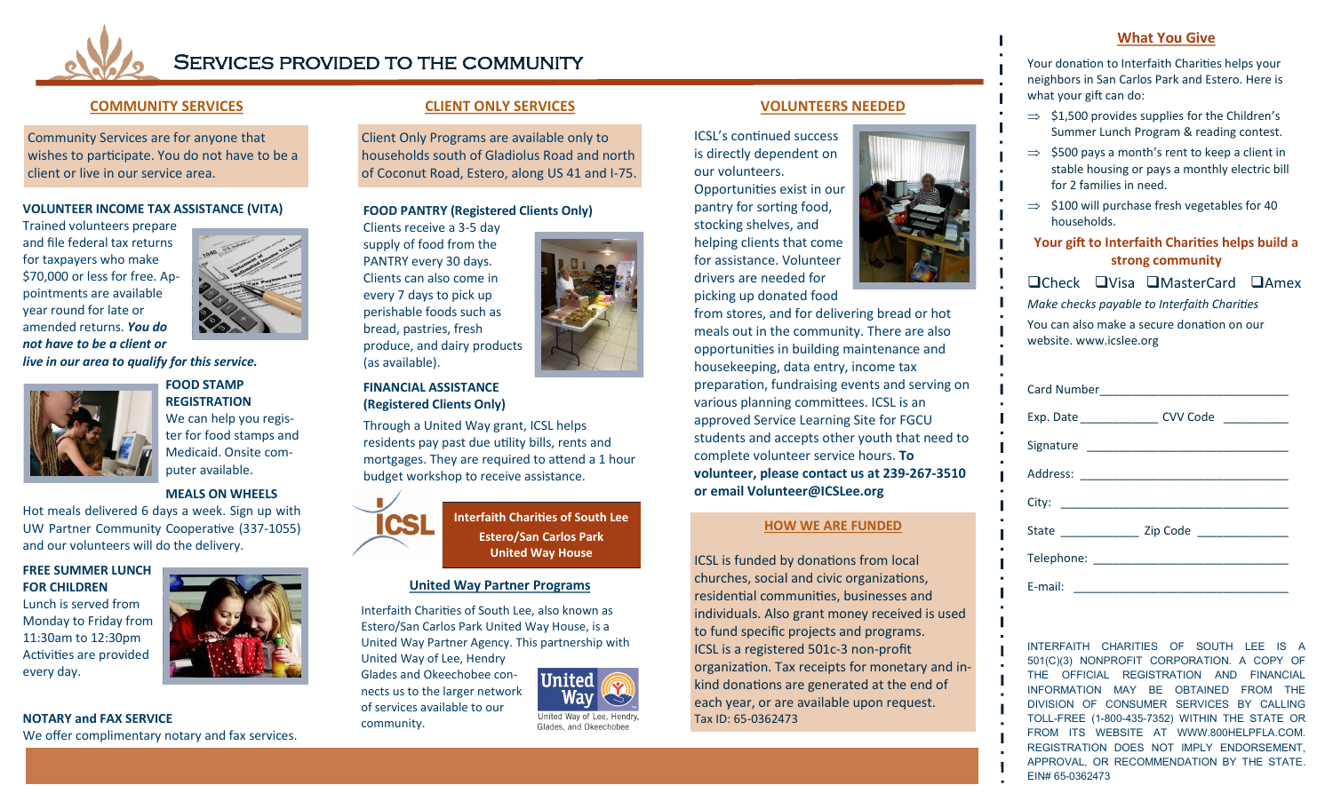# Services provided to the community

## COMMUNITY SERVICES

Community Services are for anyone that wishes to participate. You do not have to be a client or live in our service area.

**VOLUNTEER INCOME TAX ASSISTANCE (VITA)**

Trained volunteers prepare and file federal tax returns for taxpayers who make $70,000 or less for free. Appointments are available year round for late or amended returns. ***You do not have to be a client or live in our area to qualify for this service.***

**FOOD STAMP REGISTRATION**

We can help you register for food stamps and Medicaid. Onsite computer available.

**MEALS ON WHEELS**

Hot meals delivered 6 days a week. Sign up with UW Partner Community Cooperative (337-1055) and our volunteers will do the delivery.

**FREE SUMMER LUNCH FOR CHILDREN**

Lunch is served from Monday to Friday from 11:30am to 12:30pm Activities are provided every day.

**NOTARY and FAX SERVICE**

We offer complimentary notary and fax services.

## CLIENT ONLY SERVICES

Client Only Programs are available only to households south of Gladiolus Road and north of Coconut Road, Estero, along US 41 and I-75.

**FOOD PANTRY (Registered Clients Only)**

Clients receive a 3-5 day supply of food from the PANTRY every 30 days. Clients can also come in every 7 days to pick up perishable foods such as bread, pastries, fresh produce, and dairy products (as available).

**FINANCIAL ASSISTANCE (Registered Clients Only)**

Through a United Way grant, ICSL helps residents pay past due utility bills, rents and mortgages. They are required to attend a 1 hour budget workshop to receive assistance.

ICSL

**Interfaith Charities of South Lee**
**Estero/San Carlos Park**
**United Way House**

## United Way Partner Programs

Interfaith Charities of South Lee, also known as Estero/San Carlos Park United Way House, is a United Way Partner Agency. This partnership with United Way of Lee, Hendry Glades and Okeechobee connects us to the larger network of services available to our community.

United Way
United Way of Lee, Hendry, Glades, and Okeechobee

## VOLUNTEERS NEEDED

ICSL's continued success is directly dependent on our volunteers. Opportunities exist in our pantry for sorting food, stocking shelves, and helping clients that come for assistance. Volunteer drivers are needed for picking up donated food from stores, and for delivering bread or hot meals out in the community. There are also opportunities in building maintenance and housekeeping, data entry, income tax preparation, fundraising events and serving on various planning committees. ICSL is an approved Service Learning Site for FGCU students and accepts other youth that need to complete volunteer service hours. **To volunteer, please contact us at 239-267-3510 or email Volunteer@ICSLee.org**

## HOW WE ARE FUNDED

ICSL is funded by donations from local churches, social and civic organizations, residential communities, businesses and individuals. Also grant money received is used to fund specific projects and programs. ICSL is a registered 501c-3 non-profit organization. Tax receipts for monetary and in-kind donations are generated at the end of each year, or are available upon request. Tax ID: 65-0362473

## What You Give

Your donation to Interfaith Charities helps your neighbors in San Carlos Park and Estero. Here is what your gift can do:

- $1,500 provides supplies for the Children's Summer Lunch Program & reading contest.
- $500 pays a month's rent to keep a client in stable housing or pays a monthly electric bill for 2 families in need.
- $100 will purchase fresh vegetables for 40 households.

**Your gift to Interfaith Charities helps build a strong community**

❑Check ❑Visa ❑MasterCard ❑Amex

*Make checks payable to Interfaith Charities*

You can also make a secure donation on our website. www.icslee.org

Card Number____________________________

Exp. Date ____________ CVV Code __________

Signature ______________________________

Address: ______________________________

City: _________________________________

State ____________ Zip Code ______________

Telephone: _____________________________

E-mail: ________________________________

INTERFAITH CHARITIES OF SOUTH LEE IS A 501(C)(3) NONPROFIT CORPORATION. A COPY OF THE OFFICIAL REGISTRATION AND FINANCIAL INFORMATION MAY BE OBTAINED FROM THE DIVISION OF CONSUMER SERVICES BY CALLING TOLL-FREE (1-800-435-7352) WITHIN THE STATE OR FROM ITS WEBSITE AT WWW.800HELPFLA.COM. REGISTRATION DOES NOT IMPLY ENDORSEMENT, APPROVAL, OR RECOMMENDATION BY THE STATE. EIN# 65-0362473